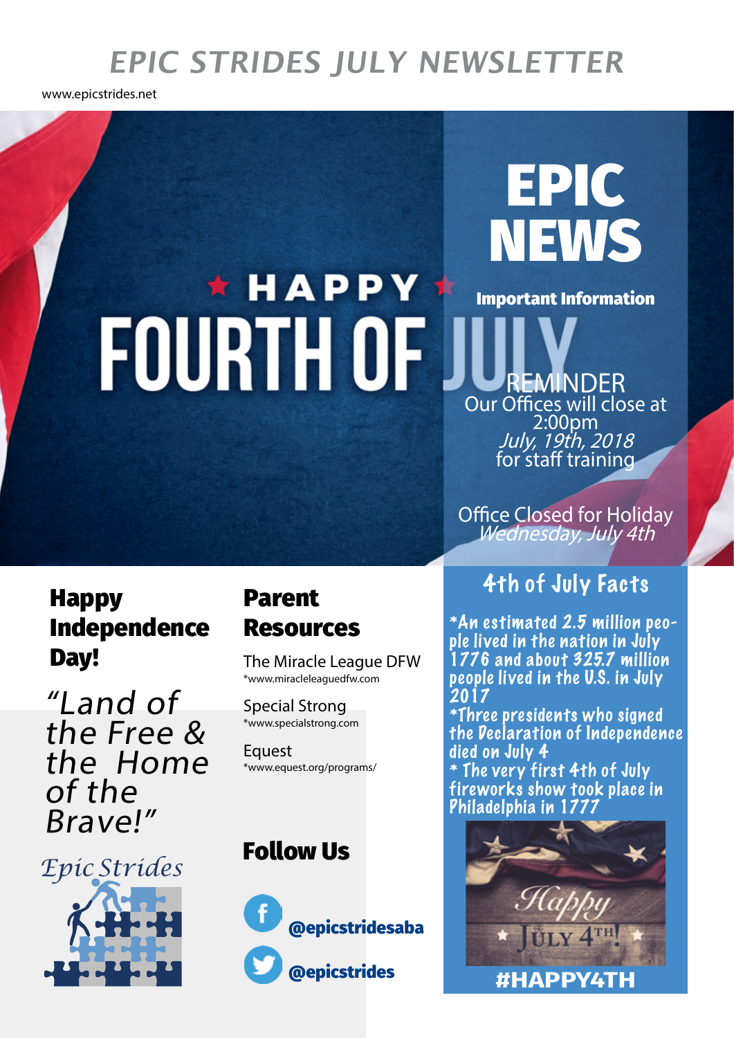# EPIC STRIDES JULY NEWSLETTER

www.epicstrides.net

★ HAPPY ★
FOURTH OF JULY

## EPIC NEWS

**Important Information**

REMINDER
Our Offices will close at 2:00pm
*July, 19th, 2018*
for staff training

Office Closed for Holiday
*Wednesday, July 4th*

## Happy Independence Day!

*"Land of the Free & the Home of the Brave!"*

Epic Strides

## Parent Resources

The Miracle League DFW
*www.miracleleaguedfw.com

Special Strong
*www.specialstrong.com

Equest
*www.equest.org/programs/

## Follow Us

@epicstridesaba

@epicstrides

## 4th of July Facts

*An estimated 2.5 million people lived in the nation in July 1776 and about 325.7 million people lived in the U.S. in July 2017
*Three presidents who signed the Declaration of Independence died on July 4
* The very first 4th of July fireworks show took place in Philadelphia in 1777

Happy JULY 4TH!

**#HAPPY4TH**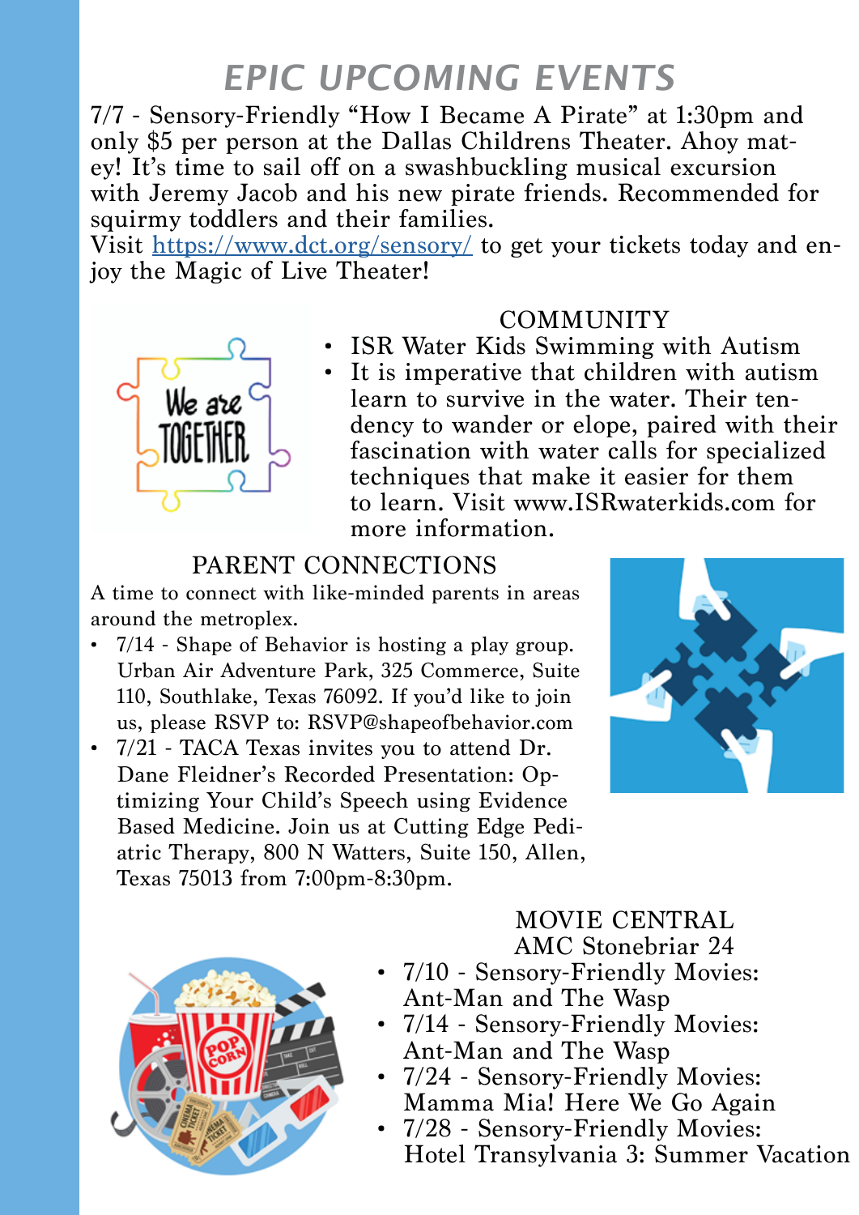# EPIC UPCOMING EVENTS

7/7 - Sensory-Friendly "How I Became A Pirate" at 1:30pm and only $5 per person at the Dallas Childrens Theater. Ahoy matey! It's time to sail off on a swashbuckling musical excursion with Jeremy Jacob and his new pirate friends. Recommended for squirmy toddlers and their families.
Visit https://www.dct.org/sensory/ to get your tickets today and enjoy the Magic of Live Theater!

## COMMUNITY

- ISR Water Kids Swimming with Autism
- It is imperative that children with autism learn to survive in the water. Their tendency to wander or elope, paired with their fascination with water calls for specialized techniques that make it easier for them to learn. Visit www.ISRwaterkids.com for more information.

## PARENT CONNECTIONS

A time to connect with like-minded parents in areas around the metroplex.

- 7/14 - Shape of Behavior is hosting a play group. Urban Air Adventure Park, 325 Commerce, Suite 110, Southlake, Texas 76092. If you'd like to join us, please RSVP to: RSVP@shapeofbehavior.com
- 7/21 - TACA Texas invites you to attend Dr. Dane Fleidner's Recorded Presentation: Optimizing Your Child's Speech using Evidence Based Medicine. Join us at Cutting Edge Pediatric Therapy, 800 N Watters, Suite 150, Allen, Texas 75013 from 7:00pm-8:30pm.

## MOVIE CENTRAL

AMC Stonebriar 24

- 7/10 - Sensory-Friendly Movies: Ant-Man and The Wasp
- 7/14 - Sensory-Friendly Movies: Ant-Man and The Wasp
- 7/24 - Sensory-Friendly Movies: Mamma Mia! Here We Go Again
- 7/28 - Sensory-Friendly Movies: Hotel Transylvania 3: Summer Vacation